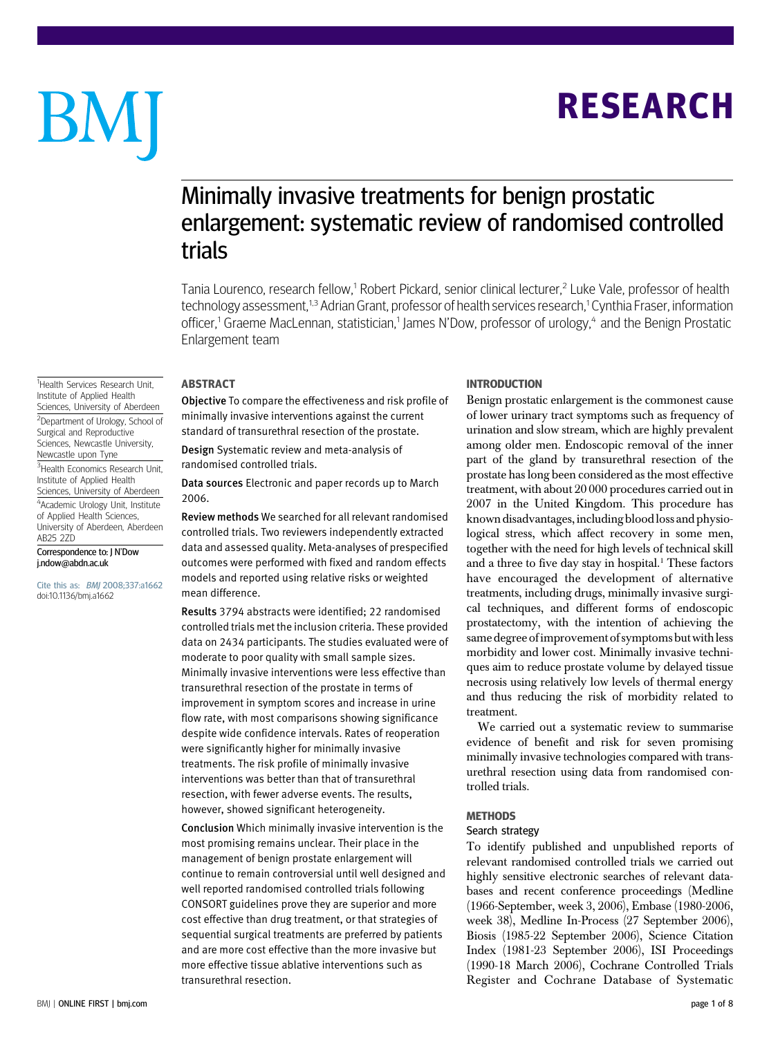# Minimally invasive treatments for benign prostatic enlargement: systematic review of randomised controlled trials

Tania Lourenco, research fellow,[1] Robert Pickard, senior clinical lecturer,[2] Luke Vale, professor of health technology assessment,[1,3] Adrian Grant, professor of health services research,[1] Cynthia Fraser, information officer,[1] Graeme MacLennan, statistician,[1] James N'Dow, professor of urology,[4] and the Benign Prostatic Enlargement team

[1]Health Services Research Unit, Institute of Applied Health Sciences, University of Aberdeen

[2]Department of Urology, School of Surgical and Reproductive Sciences, Newcastle University, Newcastle upon Tyne

[3]Health Economics Research Unit, Institute of Applied Health Sciences, University of Aberdeen

[4]Academic Urology Unit, Institute of Applied Health Sciences, University of Aberdeen, Aberdeen AB25 2ZD

Correspondence to: J N'Dow j.ndow@abdn.ac.uk

Cite this as: *BMJ* 2008;337:a1662 doi:10.1136/bmj.a1662

## ABSTRACT

**Objective** To compare the effectiveness and risk profile of minimally invasive interventions against the current standard of transurethral resection of the prostate.

**Design** Systematic review and meta-analysis of randomised controlled trials.

**Data sources** Electronic and paper records up to March 2006.

**Review methods** We searched for all relevant randomised controlled trials. Two reviewers independently extracted data and assessed quality. Meta-analyses of prespecified outcomes were performed with fixed and random effects models and reported using relative risks or weighted mean difference.

**Results** 3794 abstracts were identified; 22 randomised controlled trials met the inclusion criteria. These provided data on 2434 participants. The studies evaluated were of moderate to poor quality with small sample sizes. Minimally invasive interventions were less effective than transurethral resection of the prostate in terms of improvement in symptom scores and increase in urine flow rate, with most comparisons showing significance despite wide confidence intervals. Rates of reoperation were significantly higher for minimally invasive treatments. The risk profile of minimally invasive interventions was better than that of transurethral resection, with fewer adverse events. The results, however, showed significant heterogeneity.

**Conclusion** Which minimally invasive intervention is the most promising remains unclear. Their place in the management of benign prostate enlargement will continue to remain controversial until well designed and well reported randomised controlled trials following CONSORT guidelines prove they are superior and more cost effective than drug treatment, or that strategies of sequential surgical treatments are preferred by patients and are more cost effective than the more invasive but more effective tissue ablative interventions such as transurethral resection.

## INTRODUCTION

Benign prostatic enlargement is the commonest cause of lower urinary tract symptoms such as frequency of urination and slow stream, which are highly prevalent among older men. Endoscopic removal of the inner part of the gland by transurethral resection of the prostate has long been considered as the most effective treatment, with about 20 000 procedures carried out in 2007 in the United Kingdom. This procedure has known disadvantages, including blood loss and physiological stress, which affect recovery in some men, together with the need for high levels of technical skill and a three to five day stay in hospital.[1] These factors have encouraged the development of alternative treatments, including drugs, minimally invasive surgical techniques, and different forms of endoscopic prostatectomy, with the intention of achieving the same degree of improvement of symptoms but with less morbidity and lower cost. Minimally invasive techniques aim to reduce prostate volume by delayed tissue necrosis using relatively low levels of thermal energy and thus reducing the risk of morbidity related to treatment.

We carried out a systematic review to summarise evidence of benefit and risk for seven promising minimally invasive technologies compared with transurethral resection using data from randomised controlled trials.

## METHODS

### Search strategy

To identify published and unpublished reports of relevant randomised controlled trials we carried out highly sensitive electronic searches of relevant databases and recent conference proceedings (Medline (1966-September, week 3, 2006), Embase (1980-2006, week 38), Medline In-Process (27 September 2006), Biosis (1985-22 September 2006), Science Citation Index (1981-23 September 2006), ISI Proceedings (1990-18 March 2006), Cochrane Controlled Trials Register and Cochrane Database of Systematic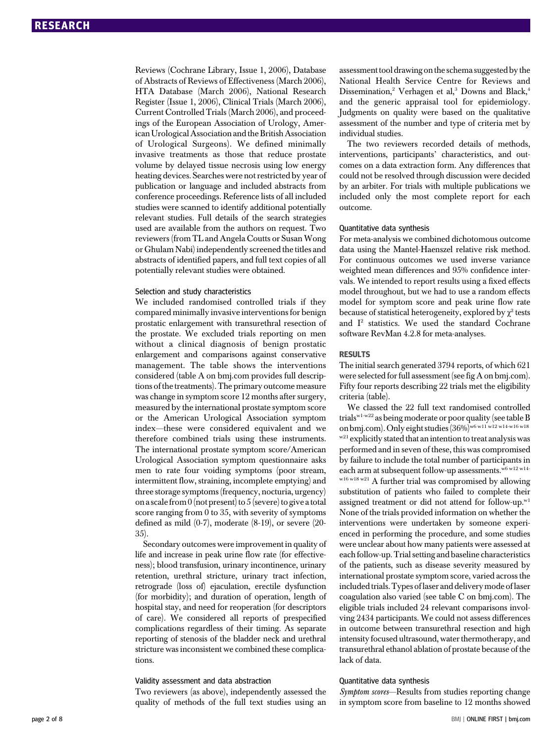Reviews (Cochrane Library, Issue 1, 2006), Database of Abstracts of Reviews of Effectiveness (March 2006), HTA Database (March 2006), National Research Register (Issue 1, 2006), Clinical Trials (March 2006), Current Controlled Trials (March 2006), and proceedings of the European Association of Urology, American Urological Association and the British Association of Urological Surgeons). We defined minimally invasive treatments as those that reduce prostate volume by delayed tissue necrosis using low energy heating devices. Searches were not restricted by year of publication or language and included abstracts from conference proceedings. Reference lists of all included studies were scanned to identify additional potentially relevant studies. Full details of the search strategies used are available from the authors on request. Two reviewers (from TL and Angela Coutts or Susan Wong or Ghulam Nabi) independently screened the titles and abstracts of identified papers, and full text copies of all potentially relevant studies were obtained.

### Selection and study characteristics

We included randomised controlled trials if they compared minimally invasive interventions for benign prostatic enlargement with transurethral resection of the prostate. We excluded trials reporting on men without a clinical diagnosis of benign prostatic enlargement and comparisons against conservative management. The table shows the interventions considered (table A on bmj.com provides full descriptions of the treatments). The primary outcome measure was change in symptom score 12 months after surgery, measured by the international prostate symptom score or the American Urological Association symptom index—these were considered equivalent and we therefore combined trials using these instruments. The international prostate symptom score/American Urological Association symptom questionnaire asks men to rate four voiding symptoms (poor stream, intermittent flow, straining, incomplete emptying) and three storage symptoms (frequency, nocturia, urgency) on a scale from 0 (not present) to 5 (severe) to give a total score ranging from 0 to 35, with severity of symptoms defined as mild (0-7), moderate (8-19), or severe (20-35).

Secondary outcomes were improvement in quality of life and increase in peak urine flow rate (for effectiveness); blood transfusion, urinary incontinence, urinary retention, urethral stricture, urinary tract infection, retrograde (loss of) ejaculation, erectile dysfunction (for morbidity); and duration of operation, length of hospital stay, and need for reoperation (for descriptors of care). We considered all reports of prespecified complications regardless of their timing. As separate reporting of stenosis of the bladder neck and urethral stricture was inconsistent we combined these complications.

### Validity assessment and data abstraction

Two reviewers (as above), independently assessed the quality of methods of the full text studies using an assessment tool drawing on the schema suggested by the National Health Service Centre for Reviews and Dissemination,[2] Verhagen et al,[3] Downs and Black,[4] and the generic appraisal tool for epidemiology. Judgments on quality were based on the qualitative assessment of the number and type of criteria met by individual studies.

The two reviewers recorded details of methods, interventions, participants' characteristics, and outcomes on a data extraction form. Any differences that could not be resolved through discussion were decided by an arbiter. For trials with multiple publications we included only the most complete report for each outcome.

### Quantitative data synthesis

For meta-analysis we combined dichotomous outcome data using the Mantel-Haenszel relative risk method. For continuous outcomes we used inverse variance weighted mean differences and 95% confidence intervals. We intended to report results using a fixed effects model throughout, but we had to use a random effects model for symptom score and peak urine flow rate because of statistical heterogeneity, explored by $\chi^2$ tests and $I^2$ statistics. We used the standard Cochrane software RevMan 4.2.8 for meta-analyses.

## RESULTS

The initial search generated 3794 reports, of which 621 were selected for full assessment (see fig A on bmj.com). Fifty four reports describing 22 trials met the eligibility criteria (table).

We classed the 22 full text randomised controlled trials[w1-w22] as being moderate or poor quality (see table B on bmj.com). Only eight studies (36%)[w6 w11 w12 w14-w16 w18 w21] explicitly stated that an intention to treat analysis was performed and in seven of these, this was compromised by failure to include the total number of participants in each arm at subsequent follow-up assessments.[w6 w12 w14-w16 w18 w21] A further trial was compromised by allowing substitution of patients who failed to complete their assigned treatment or did not attend for follow-up.[w1] None of the trials provided information on whether the interventions were undertaken by someone experienced in performing the procedure, and some studies were unclear about how many patients were assessed at each follow-up. Trial setting and baseline characteristics of the patients, such as disease severity measured by international prostate symptom score, varied across the included trials. Types of laser and delivery mode of laser coagulation also varied (see table C on bmj.com). The eligible trials included 24 relevant comparisons involving 2434 participants. We could not assess differences in outcome between transurethral resection and high intensity focused ultrasound, water thermotherapy, and transurethral ethanol ablation of prostate because of the lack of data.

### Quantitative data synthesis

*Symptom scores*—Results from studies reporting change in symptom score from baseline to 12 months showed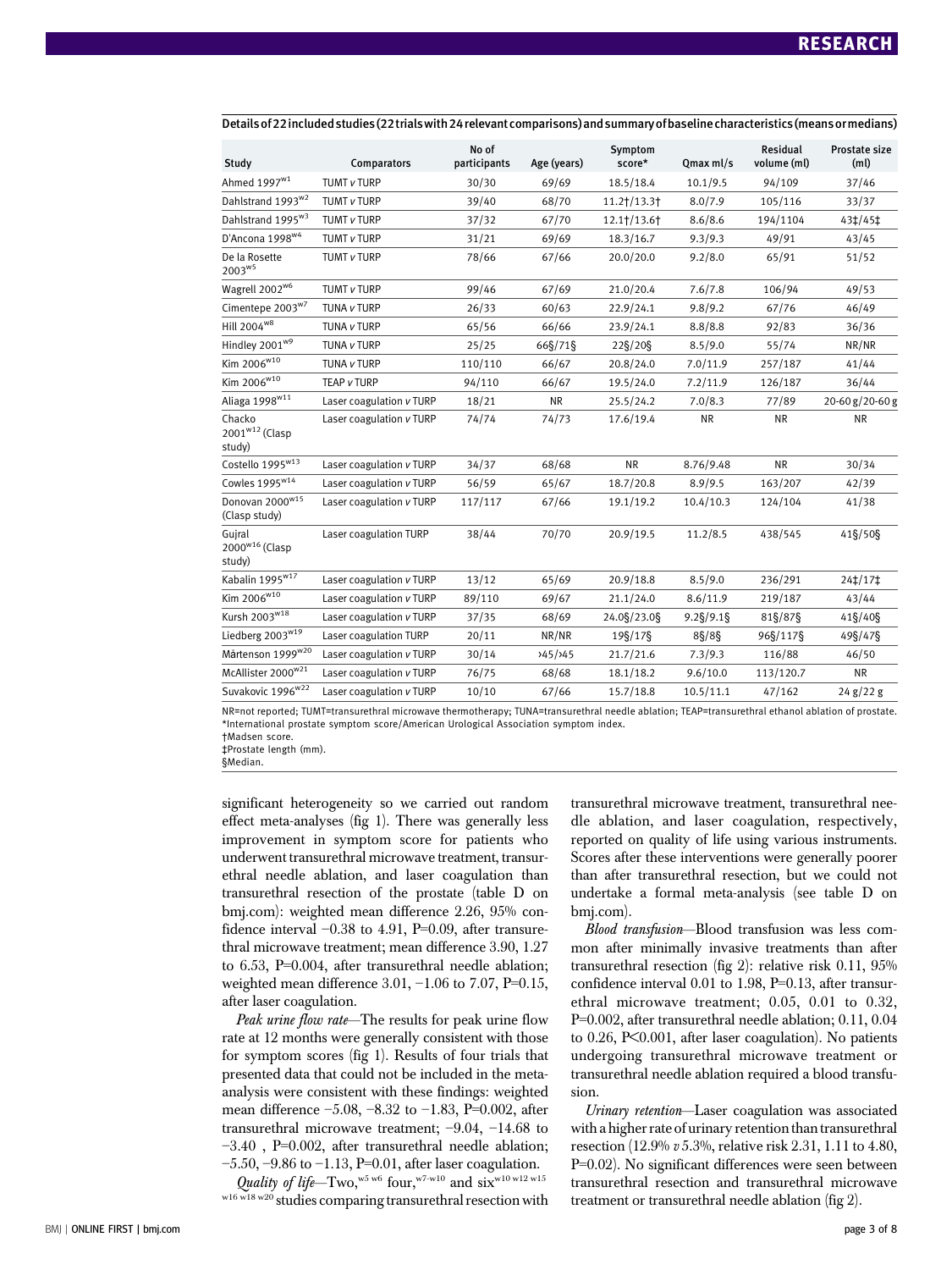Details of 22 included studies (22 trials with 24 relevant comparisons) and summary of baseline characteristics (means or medians)

| Study | Comparators | No of participants | Age (years) | Symptom score* | Qmax ml/s | Residual volume (ml) | Prostate size (ml) |
|---|---|---|---|---|---|---|---|
| Ahmed 1997[w1] | TUMT v TURP | 30/30 | 69/69 | 18.5/18.4 | 10.1/9.5 | 94/109 | 37/46 |
| Dahlstrand 1993[w2] | TUMT v TURP | 39/40 | 68/70 | 11.2†/13.3† | 8.0/7.9 | 105/116 | 33/37 |
| Dahlstrand 1995[w3] | TUMT v TURP | 37/32 | 67/70 | 12.1†/13.6† | 8.6/8.6 | 194/1104 | 43‡/45‡ |
| D'Ancona 1998[w4] | TUMT v TURP | 31/21 | 69/69 | 18.3/16.7 | 9.3/9.3 | 49/91 | 43/45 |
| De la Rosette 2003[w5] | TUMT v TURP | 78/66 | 67/66 | 20.0/20.0 | 9.2/8.0 | 65/91 | 51/52 |
| Wagrell 2002[w6] | TUMT v TURP | 99/46 | 67/69 | 21.0/20.4 | 7.6/7.8 | 106/94 | 49/53 |
| Cimentepe 2003[w7] | TUNA v TURP | 26/33 | 60/63 | 22.9/24.1 | 9.8/9.2 | 67/76 | 46/49 |
| Hill 2004[w8] | TUNA v TURP | 65/56 | 66/66 | 23.9/24.1 | 8.8/8.8 | 92/83 | 36/36 |
| Hindley 2001[w9] | TUNA v TURP | 25/25 | 66§/71§ | 22§/20§ | 8.5/9.0 | 55/74 | NR/NR |
| Kim 2006[w10] | TUNA v TURP | 110/110 | 66/67 | 20.8/24.0 | 7.0/11.9 | 257/187 | 41/44 |
| Kim 2006[w10] | TEAP v TURP | 94/110 | 66/67 | 19.5/24.0 | 7.2/11.9 | 126/187 | 36/44 |
| Aliaga 1998[w11] | Laser coagulation v TURP | 18/21 | NR | 25.5/24.2 | 7.0/8.3 | 77/89 | 20-60 g/20-60 g |
| Chacko 2001[w12] (Clasp study) | Laser coagulation v TURP | 74/74 | 74/73 | 17.6/19.4 | NR | NR | NR |
| Costello 1995[w13] | Laser coagulation v TURP | 34/37 | 68/68 | NR | 8.76/9.48 | NR | 30/34 |
| Cowles 1995[w14] | Laser coagulation v TURP | 56/59 | 65/67 | 18.7/20.8 | 8.9/9.5 | 163/207 | 42/39 |
| Donovan 2000[w15] (Clasp study) | Laser coagulation v TURP | 117/117 | 67/66 | 19.1/19.2 | 10.4/10.3 | 124/104 | 41/38 |
| Gujral 2000[w16] (Clasp study) | Laser coagulation TURP | 38/44 | 70/70 | 20.9/19.5 | 11.2/8.5 | 438/545 | 41§/50§ |
| Kabalin 1995[w17] | Laser coagulation v TURP | 13/12 | 65/69 | 20.9/18.8 | 8.5/9.0 | 236/291 | 24‡/17‡ |
| Kim 2006[w10] | Laser coagulation v TURP | 89/110 | 69/67 | 21.1/24.0 | 8.6/11.9 | 219/187 | 43/44 |
| Kursh 2003[w18] | Laser coagulation v TURP | 37/35 | 68/69 | 24.0§/23.0§ | 9.2§/9.1§ | 81§/87§ | 41§/40§ |
| Liedberg 2003[w19] | Laser coagulation TURP | 20/11 | NR/NR | 19§/17§ | 8§/8§ | 96§/117§ | 49§/47§ |
| Mårtenson 1999[w20] | Laser coagulation v TURP | 30/14 | >45/>45 | 21.7/21.6 | 7.3/9.3 | 116/88 | 46/50 |
| McAllister 2000[w21] | Laser coagulation v TURP | 76/75 | 68/68 | 18.1/18.2 | 9.6/10.0 | 113/120.7 | NR |
| Suvakovic 1996[w22] | Laser coagulation v TURP | 10/10 | 67/66 | 15.7/18.8 | 10.5/11.1 | 47/162 | 24 g/22 g |

NR=not reported; TUMT=transurethral microwave thermotherapy; TUNA=transurethral needle ablation; TEAP=transurethral ethanol ablation of prostate.
*International prostate symptom score/American Urological Association symptom index.
†Madsen score.
‡Prostate length (mm).
§Median.

significant heterogeneity so we carried out random effect meta-analyses (fig 1). There was generally less improvement in symptom score for patients who underwent transurethral microwave treatment, transurethral needle ablation, and laser coagulation than transurethral resection of the prostate (table D on bmj.com): weighted mean difference 2.26, 95% confidence interval −0.38 to 4.91, P=0.09, after transurethral microwave treatment; mean difference 3.90, 1.27 to 6.53, P=0.004, after transurethral needle ablation; weighted mean difference 3.01, −1.06 to 7.07, P=0.15, after laser coagulation.

*Peak urine flow rate*—The results for peak urine flow rate at 12 months were generally consistent with those for symptom scores (fig 1). Results of four trials that presented data that could not be included in the meta-analysis were consistent with these findings: weighted mean difference −5.08, −8.32 to −1.83, P=0.002, after transurethral microwave treatment; −9.04, −14.68 to −3.40 , P=0.002, after transurethral needle ablation; −5.50, −9.86 to −1.13, P=0.01, after laser coagulation.

*Quality of life*—Two,[w5 w6] four,[w7-w10] and six[w10 w12 w15 w16 w18 w20] studies comparing transurethral resection with transurethral microwave treatment, transurethral needle ablation, and laser coagulation, respectively, reported on quality of life using various instruments. Scores after these interventions were generally poorer than after transurethral resection, but we could not undertake a formal meta-analysis (see table D on bmj.com).

*Blood transfusion*—Blood transfusion was less common after minimally invasive treatments than after transurethral resection (fig 2): relative risk 0.11, 95% confidence interval 0.01 to 1.98, P=0.13, after transurethral microwave treatment; 0.05, 0.01 to 0.32, P=0.002, after transurethral needle ablation; 0.11, 0.04 to 0.26, P<0.001, after laser coagulation). No patients undergoing transurethral microwave treatment or transurethral needle ablation required a blood transfusion.

*Urinary retention*—Laser coagulation was associated with a higher rate of urinary retention than transurethral resection (12.9% *v* 5.3%, relative risk 2.31, 1.11 to 4.80, P=0.02). No significant differences were seen between transurethral resection and transurethral microwave treatment or transurethral needle ablation (fig 2).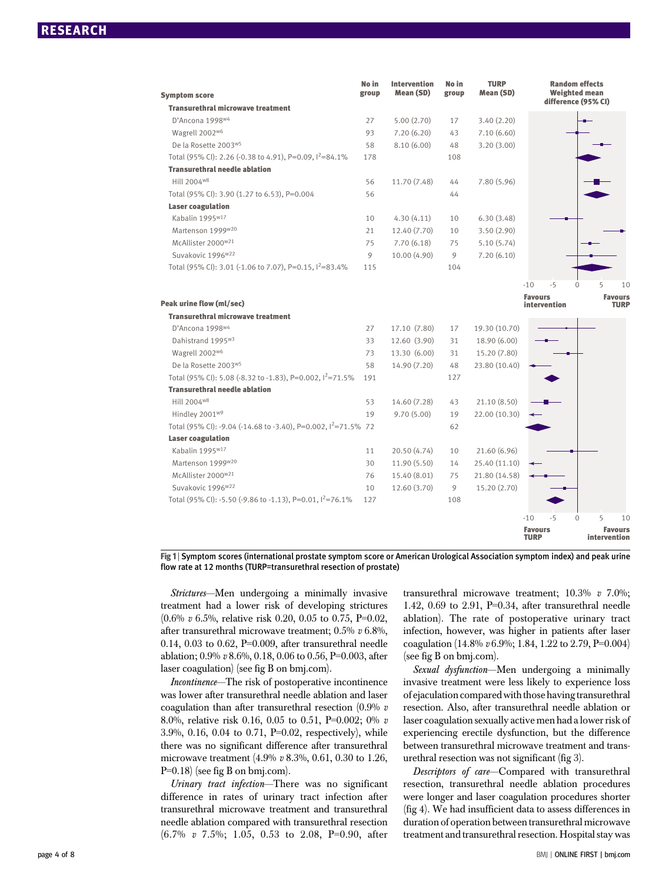| Symptom score | No in group | Intervention Mean (SD) | No in group | TURP Mean (SD) |
|---|---|---|---|---|
| **Transurethral microwave treatment** | | | | |
| D'Ancona 1998[w4] | 27 | 5.00 (2.70) | 17 | 3.40 (2.20) |
| Wagrell 2002[w6] | 93 | 7.20 (6.20) | 43 | 7.10 (6.60) |
| De la Rosette 2003[w5] | 58 | 8.10 (6.00) | 48 | 3.20 (3.00) |
| Total (95% CI): 2.26 (-0.38 to 4.91), P=0.09, $I^2$=84.1% | 178 | | 108 | |
| **Transurethral needle ablation** | | | | |
| Hill 2004[w8] | 56 | 11.70 (7.48) | 44 | 7.80 (5.96) |
| Total (95% CI): 3.90 (1.27 to 6.53), P=0.004 | 56 | | 44 | |
| **Laser coagulation** | | | | |
| Kabalin 1995[w17] | 10 | 4.30 (4.11) | 10 | 6.30 (3.48) |
| Martenson 1999[w20] | 21 | 12.40 (7.70) | 10 | 3.50 (2.90) |
| McAllister 2000[w21] | 75 | 7.70 (6.18) | 75 | 5.10 (5.74) |
| Suvakovic 1996[w22] | 9 | 10.00 (4.90) | 9 | 7.20 (6.10) |
| Total (95% CI): 3.01 (-1.06 to 7.07), P=0.15, $I^2$=83.4% | 115 | | 104 | |

Random effects Weighted mean difference (95% CI): -10, -5, 0, 5, 10. Favours intervention / Favours TURP

| Peak urine flow (ml/sec) | No in group | Intervention Mean (SD) | No in group | TURP Mean (SD) |
|---|---|---|---|---|
| **Transurethral microwave treatment** | | | | |
| D'Ancona 1998[w4] | 27 | 17.10 (7.80) | 17 | 19.30 (10.70) |
| Dahlstrand 1995[w3] | 33 | 12.60 (3.90) | 31 | 18.90 (6.00) |
| Wagrell 2002[w6] | 73 | 13.30 (6.00) | 31 | 15.20 (7.80) |
| De la Rosette 2003[w5] | 58 | 14.90 (7.20) | 48 | 23.80 (10.40) |
| Total (95% CI): 5.08 (-8.32 to -1.83), P=0.002, $I^2$=71.5% | 191 | | 127 | |
| **Transurethral needle ablation** | | | | |
| Hill 2004[w8] | 53 | 14.60 (7.28) | 43 | 21.10 (8.50) |
| Hindley 2001[w9] | 19 | 9.70 (5.00) | 19 | 22.00 (10.30) |
| Total (95% CI): -9.04 (-14.68 to -3.40), P=0.002, $I^2$=71.5% | 72 | | 62 | |
| **Laser coagulation** | | | | |
| Kabalin 1995[w17] | 11 | 20.50 (4.74) | 10 | 21.60 (6.96) |
| Martenson 1999[w20] | 30 | 11.90 (5.50) | 14 | 25.40 (11.10) |
| McAllister 2000[w21] | 76 | 15.40 (8.01) | 75 | 21.80 (14.58) |
| Suvakovic 1996[w22] | 10 | 12.60 (3.70) | 9 | 15.20 (2.70) |
| Total (95% CI): -5.50 (-9.86 to -1.13), P=0.01, $I^2$=76.1% | 127 | | 108 | |

-10, -5, 0, 5, 10. Favours TURP / Favours intervention

**Fig 1** | Symptom scores (international prostate symptom score or American Urological Association symptom index) and peak urine flow rate at 12 months (TURP=transurethral resection of prostate)

*Strictures*—Men undergoing a minimally invasive treatment had a lower risk of developing strictures (0.6% *v* 6.5%, relative risk 0.20, 0.05 to 0.75, P=0.02, after transurethral microwave treatment; 0.5% *v* 6.8%, 0.14, 0.03 to 0.62, P=0.009, after transurethral needle ablation; 0.9% *v* 8.6%, 0.18, 0.06 to 0.56, P=0.003, after laser coagulation) (see fig B on bmj.com).

*Incontinence*—The risk of postoperative incontinence was lower after transurethral needle ablation and laser coagulation than after transurethral resection (0.9% *v* 8.0%, relative risk 0.16, 0.05 to 0.51, P=0.002; 0% *v* 3.9%, 0.16, 0.04 to 0.71, P=0.02, respectively), while there was no significant difference after transurethral microwave treatment (4.9% *v* 8.3%, 0.61, 0.30 to 1.26, P=0.18) (see fig B on bmj.com).

*Urinary tract infection*—There was no significant difference in rates of urinary tract infection after transurethral microwave treatment and transurethral needle ablation compared with transurethral resection (6.7% *v* 7.5%; 1.05, 0.53 to 2.08, P=0.90, after transurethral microwave treatment; 10.3% *v* 7.0%; 1.42, 0.69 to 2.91, P=0.34, after transurethral needle ablation). The rate of postoperative urinary tract infection, however, was higher in patients after laser coagulation (14.8% *v* 6.9%; 1.84, 1.22 to 2.79, P=0.004) (see fig B on bmj.com).

*Sexual dysfunction*—Men undergoing a minimally invasive treatment were less likely to experience loss of ejaculation compared with those having transurethral resection. Also, after transurethral needle ablation or laser coagulation sexually active men had a lower risk of experiencing erectile dysfunction, but the difference between transurethral microwave treatment and transurethral resection was not significant (fig 3).

*Descriptors of care*—Compared with transurethral resection, transurethral needle ablation procedures were longer and laser coagulation procedures shorter (fig 4). We had insufficient data to assess differences in duration of operation between transurethral microwave treatment and transurethral resection. Hospital stay was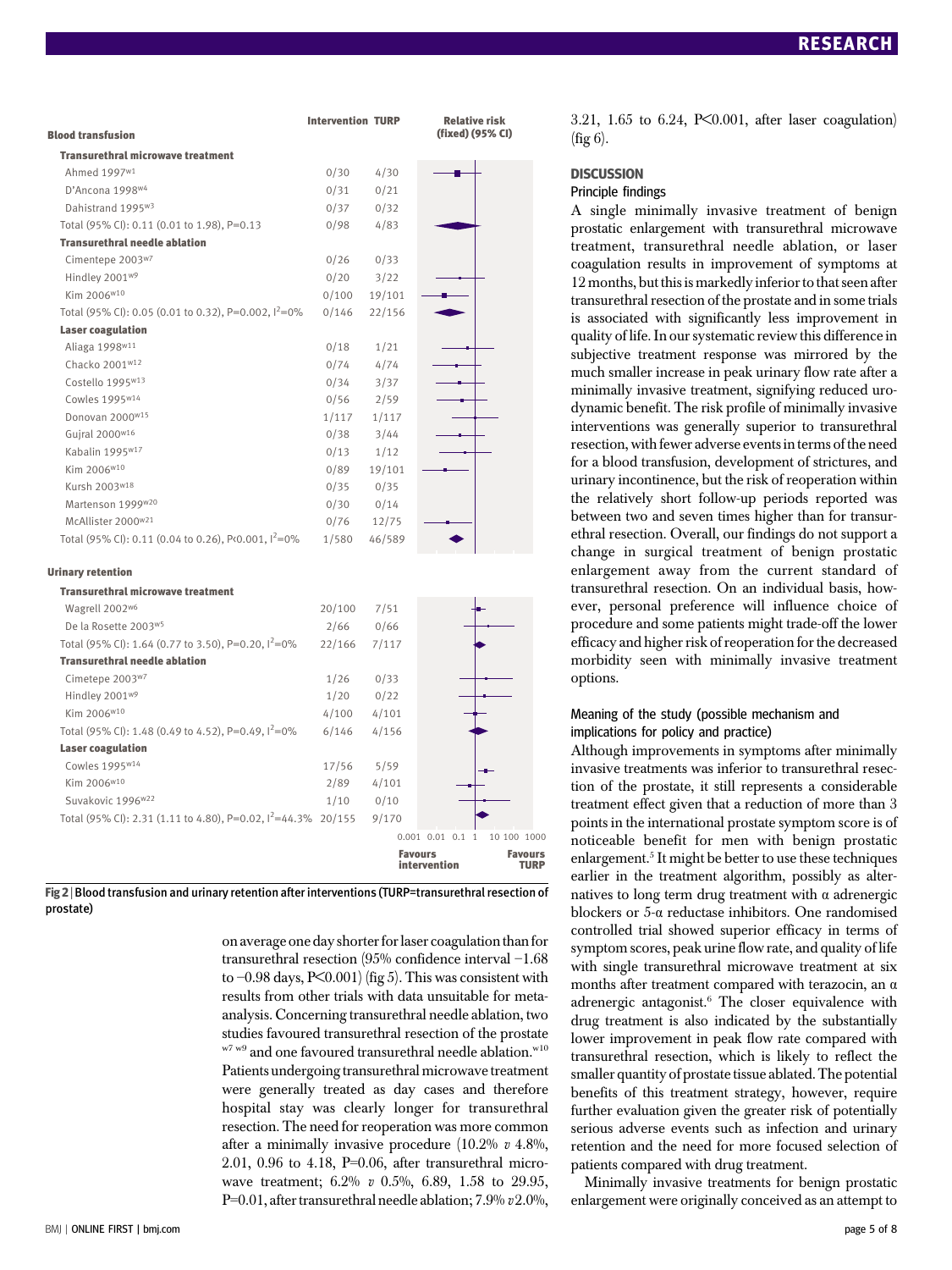| Blood transfusion | Intervention | TURP | Relative risk (fixed) (95% CI) |
|---|---|---|---|
| **Transurethral microwave treatment** | | | |
| Ahmed 1997[w1] | 0/30 | 4/30 | |
| D'Ancona 1998[w4] | 0/31 | 0/21 | |
| Dahlstrand 1995[w3] | 0/37 | 0/32 | |
| Total (95% CI): 0.11 (0.01 to 1.98), P=0.13 | 0/98 | 4/83 | |
| **Transurethral needle ablation** | | | |
| Cimentepe 2003[w7] | 0/26 | 0/33 | |
| Hindley 2001[w9] | 0/20 | 3/22 | |
| Kim 2006[w10] | 0/100 | 19/101 | |
| Total (95% CI): 0.05 (0.01 to 0.32), P=0.002, $I^2$=0% | 0/146 | 22/156 | |
| **Laser coagulation** | | | |
| Aliaga 1998[w11] | 0/18 | 1/21 | |
| Chacko 2001[w12] | 0/74 | 4/74 | |
| Costello 1995[w13] | 0/34 | 3/37 | |
| Cowles 1995[w14] | 0/56 | 2/59 | |
| Donovan 2000[w15] | 1/117 | 1/117 | |
| Gujral 2000[w16] | 0/38 | 3/44 | |
| Kabalin 1995[w17] | 0/13 | 1/12 | |
| Kim 2006[w10] | 0/89 | 19/101 | |
| Kursh 2003[w18] | 0/35 | 0/35 | |
| Martenson 1999[w20] | 0/30 | 0/14 | |
| McAllister 2000[w21] | 0/76 | 12/75 | |
| Total (95% CI): 0.11 (0.04 to 0.26), P<0.001, $I^2$=0% | 1/580 | 46/589 | |

| Urinary retention | Intervention | TURP | Relative risk (fixed) (95% CI) |
|---|---|---|---|
| **Transurethral microwave treatment** | | | |
| Wagrell 2002[w6] | 20/100 | 7/51 | |
| De la Rosette 2003[w5] | 2/66 | 0/66 | |
| Total (95% CI): 1.64 (0.77 to 3.50), P=0.20, $I^2$=0% | 22/166 | 7/117 | |
| **Transurethral needle ablation** | | | |
| Cimetepe 2003[w7] | 1/26 | 0/33 | |
| Hindley 2001[w9] | 1/20 | 0/22 | |
| Kim 2006[w10] | 4/100 | 4/101 | |
| Total (95% CI): 1.48 (0.49 to 4.52), P=0.49, $I^2$=0% | 6/146 | 4/156 | |
| **Laser coagulation** | | | |
| Cowles 1995[w14] | 17/56 | 5/59 | |
| Kim 2006[w10] | 2/89 | 4/101 | |
| Suvakovic 1996[w22] | 1/10 | 0/10 | |
| Total (95% CI): 2.31 (1.11 to 4.80), P=0.02, $I^2$=44.3% | 20/155 | 9/170 | |

0.001 0.01 0.1 1 10 100 1000

Favours intervention — Favours TURP

**Fig 2** | Blood transfusion and urinary retention after interventions (TURP=transurethral resection of prostate)

on average one day shorter for laser coagulation than for transurethral resection (95% confidence interval −1.68 to −0.98 days, P<0.001) (fig 5). This was consistent with results from other trials with data unsuitable for meta-analysis. Concerning transurethral needle ablation, two studies favoured transurethral resection of the prostate [w7 w9] and one favoured transurethral needle ablation.[w10] Patients undergoing transurethral microwave treatment were generally treated as day cases and therefore hospital stay was clearly longer for transurethral resection. The need for reoperation was more common after a minimally invasive procedure (10.2% *v* 4.8%, 2.01, 0.96 to 4.18, P=0.06, after transurethral microwave treatment; 6.2% *v* 0.5%, 6.89, 1.58 to 29.95, P=0.01, after transurethral needle ablation; 7.9% *v* 2.0%, 3.21, 1.65 to 6.24, P<0.001, after laser coagulation) (fig 6).

## DISCUSSION

### Principle findings

A single minimally invasive treatment of benign prostatic enlargement with transurethral microwave treatment, transurethral needle ablation, or laser coagulation results in improvement of symptoms at 12 months, but this is markedly inferior to that seen after transurethral resection of the prostate and in some trials is associated with significantly less improvement in quality of life. In our systematic review this difference in subjective treatment response was mirrored by the much smaller increase in peak urinary flow rate after a minimally invasive treatment, signifying reduced urodynamic benefit. The risk profile of minimally invasive interventions was generally superior to transurethral resection, with fewer adverse events in terms of the need for a blood transfusion, development of strictures, and urinary incontinence, but the risk of reoperation within the relatively short follow-up periods reported was between two and seven times higher than for transurethral resection. Overall, our findings do not support a change in surgical treatment of benign prostatic enlargement away from the current standard of transurethral resection. On an individual basis, however, personal preference will influence choice of procedure and some patients might trade-off the lower efficacy and higher risk of reoperation for the decreased morbidity seen with minimally invasive treatment options.

### Meaning of the study (possible mechanism and implications for policy and practice)

Although improvements in symptoms after minimally invasive treatments was inferior to transurethral resection of the prostate, it still represents a considerable treatment effect given that a reduction of more than 3 points in the international prostate symptom score is of noticeable benefit for men with benign prostatic enlargement.[5] It might be better to use these techniques earlier in the treatment algorithm, possibly as alternatives to long term drug treatment with α adrenergic blockers or 5-α reductase inhibitors. One randomised controlled trial showed superior efficacy in terms of symptom scores, peak urine flow rate, and quality of life with single transurethral microwave treatment at six months after treatment compared with terazocin, an α adrenergic antagonist.[6] The closer equivalence with drug treatment is also indicated by the substantially lower improvement in peak flow rate compared with transurethral resection, which is likely to reflect the smaller quantity of prostate tissue ablated. The potential benefits of this treatment strategy, however, require further evaluation given the greater risk of potentially serious adverse events such as infection and urinary retention and the need for more focused selection of patients compared with drug treatment.

Minimally invasive treatments for benign prostatic enlargement were originally conceived as an attempt to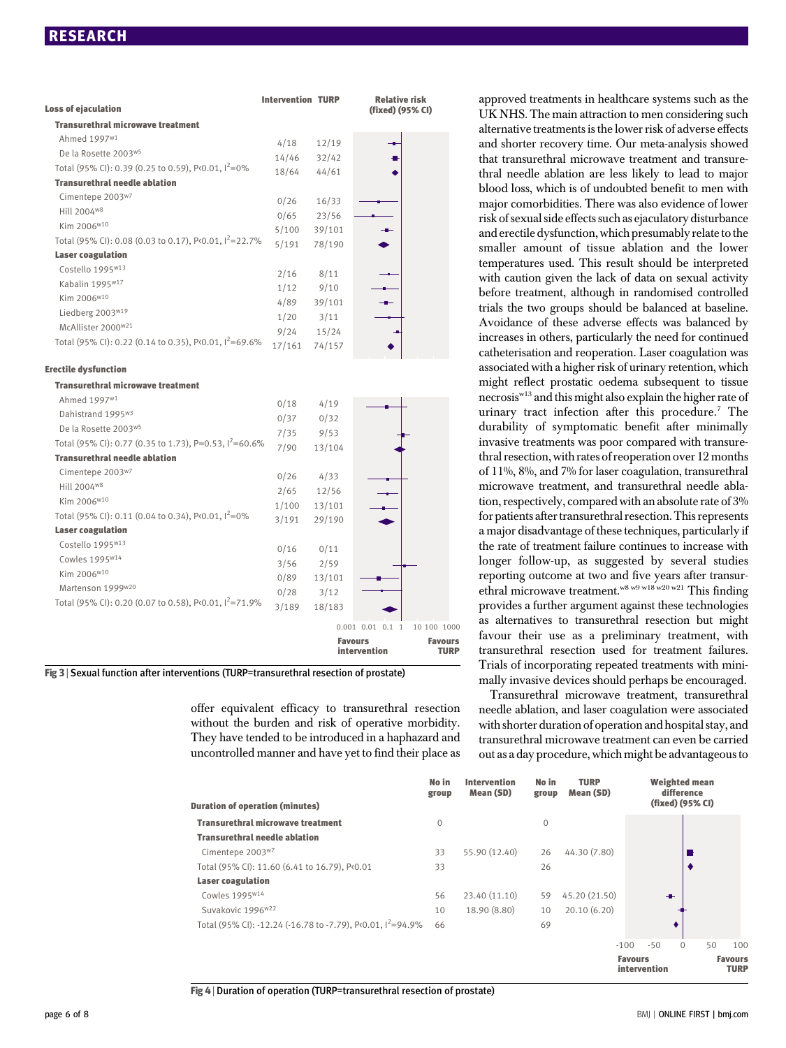| Loss of ejaculation | Intervention | TURP | Relative risk (fixed) (95% CI) |
|---|---|---|---|
| **Transurethral microwave treatment** | | | |
| Ahmed 1997[w1] | 4/18 | 12/19 | |
| De la Rosette 2003[w5] | 14/46 | 32/42 | |
| Total (95% CI): 0.39 (0.25 to 0.59), P<0.01, $I^2$=0% | 18/64 | 44/61 | |
| **Transurethral needle ablation** | | | |
| Cimentepe 2003[w7] | 0/26 | 16/33 | |
| Hill 2004[w8] | 0/65 | 23/56 | |
| Kim 2006[w10] | 5/100 | 39/101 | |
| Total (95% CI): 0.08 (0.03 to 0.17), P<0.01, $I^2$=22.7% | 5/191 | 78/190 | |
| **Laser coagulation** | | | |
| Costello 1995[w13] | 2/16 | 8/11 | |
| Kabalin 1995[w17] | 1/12 | 9/10 | |
| Kim 2006[w10] | 4/89 | 39/101 | |
| Liedberg 2003[w19] | 1/20 | 3/11 | |
| McAllister 2000[w21] | 9/24 | 15/24 | |
| Total (95% CI): 0.22 (0.14 to 0.35), P<0.01, $I^2$=69.6% | 17/161 | 74/157 | |

| Erectile dysfunction | Intervention | TURP | Relative risk (fixed) (95% CI) |
|---|---|---|---|
| **Transurethral microwave treatment** | | | |
| Ahmed 1997[w1] | 0/18 | 4/19 | |
| Dahlstrand 1995[w3] | 0/37 | 0/32 | |
| De la Rosette 2003[w5] | 7/35 | 9/53 | |
| Total (95% CI): 0.77 (0.35 to 1.73), P=0.53, $I^2$=60.6% | 7/90 | 13/104 | |
| **Transurethral needle ablation** | | | |
| Cimentepe 2003[w7] | 0/26 | 4/33 | |
| Hill 2004[w8] | 2/65 | 12/56 | |
| Kim 2006[w10] | 1/100 | 13/101 | |
| Total (95% CI): 0.11 (0.04 to 0.34), P<0.01, $I^2$=0% | 3/191 | 29/190 | |
| **Laser coagulation** | | | |
| Costello 1995[w13] | 0/16 | 0/11 | |
| Cowles 1995[w14] | 3/56 | 2/59 | |
| Kim 2006[w10] | 0/89 | 13/101 | |
| Martenson 1999[w20] | 0/28 | 3/12 | |
| Total (95% CI): 0.20 (0.07 to 0.58), P<0.01, $I^2$=71.9% | 3/189 | 18/183 | |

Axis: 0.001 0.01 0.1 1 10 100 1000 — Favours intervention / Favours TURP

Fig 3 | Sexual function after interventions (TURP=transurethral resection of prostate)

offer equivalent efficacy to transurethral resection without the burden and risk of operative morbidity. They have tended to be introduced in a haphazard and uncontrolled manner and have yet to find their place as approved treatments in healthcare systems such as the UK NHS. The main attraction to men considering such alternative treatments is the lower risk of adverse effects and shorter recovery time. Our meta-analysis showed that transurethral microwave treatment and transurethral needle ablation are less likely to lead to major blood loss, which is of undoubted benefit to men with major comorbidities. There was also evidence of lower risk of sexual side effects such as ejaculatory disturbance and erectile dysfunction, which presumably relate to the smaller amount of tissue ablation and the lower temperatures used. This result should be interpreted with caution given the lack of data on sexual activity before treatment, although in randomised controlled trials the two groups should be balanced at baseline. Avoidance of these adverse effects was balanced by increases in others, particularly the need for continued catheterisation and reoperation. Laser coagulation was associated with a higher risk of urinary retention, which might reflect prostatic oedema subsequent to tissue necrosis[w13] and this might also explain the higher rate of urinary tract infection after this procedure.[7] The durability of symptomatic benefit after minimally invasive treatments was poor compared with transurethral resection, with rates of reoperation over 12 months of 11%, 8%, and 7% for laser coagulation, transurethral microwave treatment, and transurethral needle ablation, respectively, compared with an absolute rate of 3% for patients after transurethral resection. This represents a major disadvantage of these techniques, particularly if the rate of treatment failure continues to increase with longer follow-up, as suggested by several studies reporting outcome at two and five years after transurethral microwave treatment.[w8 w9 w18 w20 w21] This finding provides a further argument against these technologies as alternatives to transurethral resection but might favour their use as a preliminary treatment, with transurethral resection used for treatment failures. Trials of incorporating repeated treatments with minimally invasive devices should perhaps be encouraged.

Transurethral microwave treatment, transurethral needle ablation, and laser coagulation were associated with shorter duration of operation and hospital stay, and transurethral microwave treatment can even be carried out as a day procedure, which might be advantageous to

| Duration of operation (minutes) | No in group | Intervention Mean (SD) | No in group | TURP Mean (SD) | Weighted mean difference (fixed) (95% CI) |
|---|---|---|---|---|---|
| **Transurethral microwave treatment** | 0 | | 0 | | |
| **Transurethral needle ablation** | | | | | |
| Cimentepe 2003[w7] | 33 | 55.90 (12.40) | 26 | 44.30 (7.80) | |
| Total (95% CI): 11.60 (6.41 to 16.79), P<0.01 | 33 | | 26 | | |
| **Laser coagulation** | | | | | |
| Cowles 1995[w14] | 56 | 23.40 (11.10) | 59 | 45.20 (21.50) | |
| Suvakovic 1996[w22] | 10 | 18.90 (8.80) | 10 | 20.10 (6.20) | |
| Total (95% CI): -12.24 (-16.78 to -7.79), P<0.01, $I^2$=94.9% | 66 | | 69 | | |

Axis: -100 -50 0 50 100 — Favours intervention / Favours TURP

Fig 4 | Duration of operation (TURP=transurethral resection of prostate)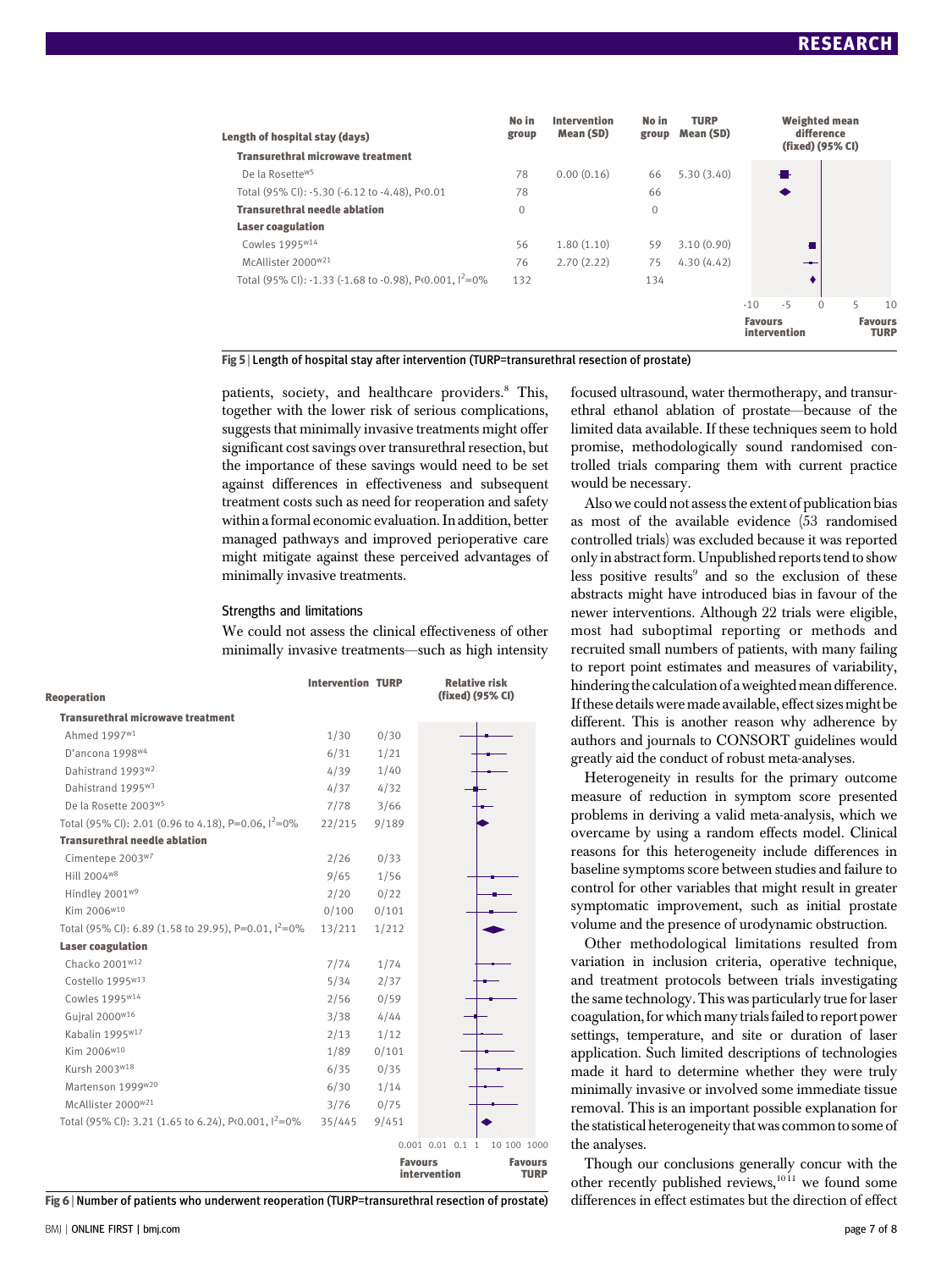| Length of hospital stay (days) | No in group | Intervention Mean (SD) | No in group | TURP Mean (SD) | Weighted mean difference (fixed) (95% CI) |
|---|---|---|---|---|---|
| **Transurethral microwave treatment** | | | | | |
| De la Rosette[w5] | 78 | 0.00 (0.16) | 66 | 5.30 (3.40) | |
| Total (95% CI): -5.30 (-6.12 to -4.48), P<0.01 | 78 | | 66 | | |
| **Transurethral needle ablation** | 0 | | 0 | | |
| **Laser coagulation** | | | | | |
| Cowles 1995[w14] | 56 | 1.80 (1.10) | 59 | 3.10 (0.90) | |
| McAllister 2000[w21] | 76 | 2.70 (2.22) | 75 | 4.30 (4.42) | |
| Total (95% CI): -1.33 (-1.68 to -0.98), P<0.001, $I^2$=0% | 132 | | 134 | | |

Fig 5 | Length of hospital stay after intervention (TURP=transurethral resection of prostate)

patients, society, and healthcare providers.[8] This, together with the lower risk of serious complications, suggests that minimally invasive treatments might offer significant cost savings over transurethral resection, but the importance of these savings would need to be set against differences in effectiveness and subsequent treatment costs such as need for reoperation and safety within a formal economic evaluation. In addition, better managed pathways and improved perioperative care might mitigate against these perceived advantages of minimally invasive treatments.

### Strengths and limitations

We could not assess the clinical effectiveness of other minimally invasive treatments—such as high intensity focused ultrasound, water thermotherapy, and transurethral ethanol ablation of prostate—because of the limited data available. If these techniques seem to hold promise, methodologically sound randomised controlled trials comparing them with current practice would be necessary.

Also we could not assess the extent of publication bias as most of the available evidence (53 randomised controlled trials) was excluded because it was reported only in abstract form. Unpublished reports tend to show less positive results[9] and so the exclusion of these abstracts might have introduced bias in favour of the newer interventions. Although 22 trials were eligible, most had suboptimal reporting or methods and recruited small numbers of patients, with many failing to report point estimates and measures of variability, hindering the calculation of a weighted mean difference. If these details were made available, effect sizes might be different. This is another reason why adherence by authors and journals to CONSORT guidelines would greatly aid the conduct of robust meta-analyses.

Heterogeneity in results for the primary outcome measure of reduction in symptom score presented problems in deriving a valid meta-analysis, which we overcame by using a random effects model. Clinical reasons for this heterogeneity include differences in baseline symptoms score between studies and failure to control for other variables that might result in greater symptomatic improvement, such as initial prostate volume and the presence of urodynamic obstruction.

Other methodological limitations resulted from variation in inclusion criteria, operative technique, and treatment protocols between trials investigating the same technology. This was particularly true for laser coagulation, for which many trials failed to report power settings, temperature, and site or duration of laser application. Such limited descriptions of technologies made it hard to determine whether they were truly minimally invasive or involved some immediate tissue removal. This is an important possible explanation for the statistical heterogeneity that was common to some of the analyses.

Though our conclusions generally concur with the other recently published reviews,[10 11] we found some differences in effect estimates but the direction of effect

| Reoperation | Intervention | TURP | Relative risk (fixed) (95% CI) |
|---|---|---|---|
| **Transurethral microwave treatment** | | | |
| Ahmed 1997[w1] | 1/30 | 0/30 | |
| D'ancona 1998[w4] | 6/31 | 1/21 | |
| Dahistrand 1993[w2] | 4/39 | 1/40 | |
| Dahistrand 1995[w3] | 4/37 | 4/32 | |
| De la Rosette 2003[w5] | 7/78 | 3/66 | |
| Total (95% CI): 2.01 (0.96 to 4.18), P=0.06, $I^2$=0% | 22/215 | 9/189 | |
| **Transurethral needle ablation** | | | |
| Cimentepe 2003[w7] | 2/26 | 0/33 | |
| Hill 2004[w8] | 9/65 | 1/56 | |
| Hindley 2001[w9] | 2/20 | 0/22 | |
| Kim 2006[w10] | 0/100 | 0/101 | |
| Total (95% CI): 6.89 (1.58 to 29.95), P=0.01, $I^2$=0% | 13/211 | 1/212 | |
| **Laser coagulation** | | | |
| Chacko 2001[w12] | 7/74 | 1/74 | |
| Costello 1995[w13] | 5/34 | 2/37 | |
| Cowles 1995[w14] | 2/56 | 0/59 | |
| Gujral 2000[w16] | 3/38 | 4/44 | |
| Kabalin 1995[w17] | 2/13 | 1/12 | |
| Kim 2006[w10] | 1/89 | 0/101 | |
| Kursh 2003[w18] | 6/35 | 0/35 | |
| Martenson 1999[w20] | 6/30 | 1/14 | |
| McAllister 2000[w21] | 3/76 | 0/75 | |
| Total (95% CI): 3.21 (1.65 to 6.24), P<0.001, $I^2$=0% | 35/445 | 9/451 | |

Fig 6 | Number of patients who underwent reoperation (TURP=transurethral resection of prostate)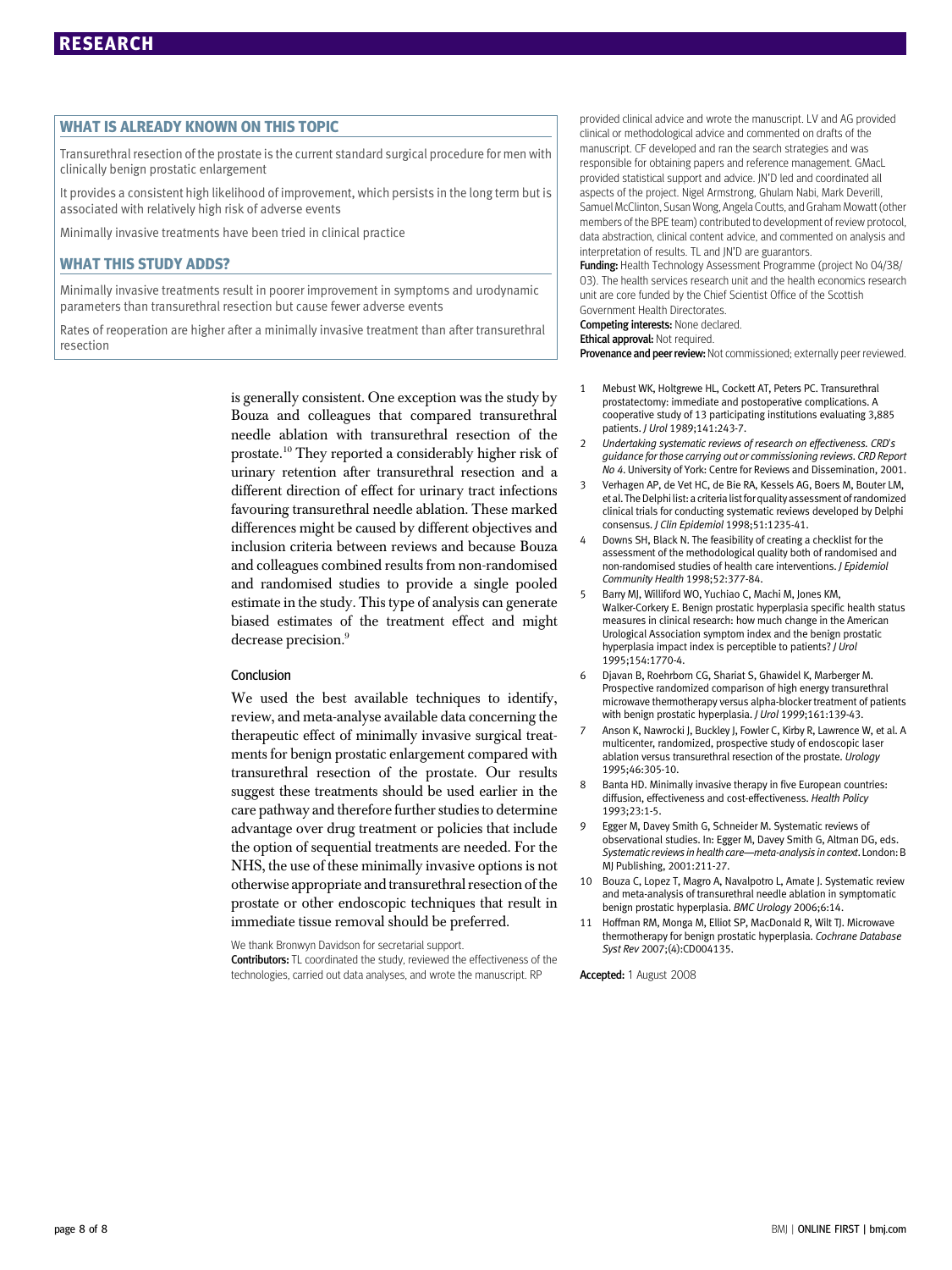## WHAT IS ALREADY KNOWN ON THIS TOPIC

Transurethral resection of the prostate is the current standard surgical procedure for men with clinically benign prostatic enlargement

It provides a consistent high likelihood of improvement, which persists in the long term but is associated with relatively high risk of adverse events

Minimally invasive treatments have been tried in clinical practice

## WHAT THIS STUDY ADDS?

Minimally invasive treatments result in poorer improvement in symptoms and urodynamic parameters than transurethral resection but cause fewer adverse events

Rates of reoperation are higher after a minimally invasive treatment than after transurethral resection

is generally consistent. One exception was the study by Bouza and colleagues that compared transurethral needle ablation with transurethral resection of the prostate.[10] They reported a considerably higher risk of urinary retention after transurethral resection and a different direction of effect for urinary tract infections favouring transurethral needle ablation. These marked differences might be caused by different objectives and inclusion criteria between reviews and because Bouza and colleagues combined results from non-randomised and randomised studies to provide a single pooled estimate in the study. This type of analysis can generate biased estimates of the treatment effect and might decrease precision.[9]

### Conclusion

We used the best available techniques to identify, review, and meta-analyse available data concerning the therapeutic effect of minimally invasive surgical treatments for benign prostatic enlargement compared with transurethral resection of the prostate. Our results suggest these treatments should be used earlier in the care pathway and therefore further studies to determine advantage over drug treatment or policies that include the option of sequential treatments are needed. For the NHS, the use of these minimally invasive options is not otherwise appropriate and transurethral resection of the prostate or other endoscopic techniques that result in immediate tissue removal should be preferred.

We thank Bronwyn Davidson for secretarial support.

**Contributors:** TL coordinated the study, reviewed the effectiveness of the technologies, carried out data analyses, and wrote the manuscript. RP provided clinical advice and wrote the manuscript. LV and AG provided clinical or methodological advice and commented on drafts of the manuscript. CF developed and ran the search strategies and was responsible for obtaining papers and reference management. GMacL provided statistical support and advice. JN'D led and coordinated all aspects of the project. Nigel Armstrong, Ghulam Nabi, Mark Deverill, Samuel McClinton, Susan Wong, Angela Coutts, and Graham Mowatt (other members of the BPE team) contributed to development of review protocol, data abstraction, clinical content advice, and commented on analysis and interpretation of results. TL and JN'D are guarantors.

**Funding:** Health Technology Assessment Programme (project No 04/38/03). The health services research unit and the health economics research unit are core funded by the Chief Scientist Office of the Scottish Government Health Directorates.

**Competing interests:** None declared.

**Ethical approval:** Not required.

**Provenance and peer review:** Not commissioned; externally peer reviewed.

1. Mebust WK, Holtgrewe HL, Cockett AT, Peters PC. Transurethral prostatectomy: immediate and postoperative complications. A cooperative study of 13 participating institutions evaluating 3,885 patients. *J Urol* 1989;141:243-7.
2. *Undertaking systematic reviews of research on effectiveness. CRD's guidance for those carrying out or commissioning reviews. CRD Report No 4*. University of York: Centre for Reviews and Dissemination, 2001.
3. Verhagen AP, de Vet HC, de Bie RA, Kessels AG, Boers M, Bouter LM, et al. The Delphi list: a criteria list for quality assessment of randomized clinical trials for conducting systematic reviews developed by Delphi consensus. *J Clin Epidemiol* 1998;51:1235-41.
4. Downs SH, Black N. The feasibility of creating a checklist for the assessment of the methodological quality both of randomised and non-randomised studies of health care interventions. *J Epidemiol Community Health* 1998;52:377-84.
5. Barry MJ, Williford WO, Yuchiao C, Machi M, Jones KM, Walker-Corkery E. Benign prostatic hyperplasia specific health status measures in clinical research: how much change in the American Urological Association symptom index and the benign prostatic hyperplasia impact index is perceptible to patients? *J Urol* 1995;154:1770-4.
6. Djavan B, Roehrborn CG, Shariat S, Ghawidel K, Marberger M. Prospective randomized comparison of high energy transurethral microwave thermotherapy versus alpha-blocker treatment of patients with benign prostatic hyperplasia. *J Urol* 1999;161:139-43.
7. Anson K, Nawrocki J, Buckley J, Fowler C, Kirby R, Lawrence W, et al. A multicenter, randomized, prospective study of endoscopic laser ablation versus transurethral resection of the prostate. *Urology* 1995;46:305-10.
8. Banta HD. Minimally invasive therapy in five European countries: diffusion, effectiveness and cost-effectiveness. *Health Policy* 1993;23:1-5.
9. Egger M, Davey Smith G, Schneider M. Systematic reviews of observational studies. In: Egger M, Davey Smith G, Altman DG, eds. *Systematic reviews in health care—meta-analysis in context*. London: BMJ Publishing, 2001:211-27.
10. Bouza C, Lopez T, Magro A, Navalpotro L, Amate J. Systematic review and meta-analysis of transurethral needle ablation in symptomatic benign prostatic hyperplasia. *BMC Urology* 2006;6:14.
11. Hoffman RM, Monga M, Elliot SP, MacDonald R, Wilt TJ. Microwave thermotherapy for benign prostatic hyperplasia. *Cochrane Database Syst Rev* 2007;(4):CD004135.

**Accepted:** 1 August 2008